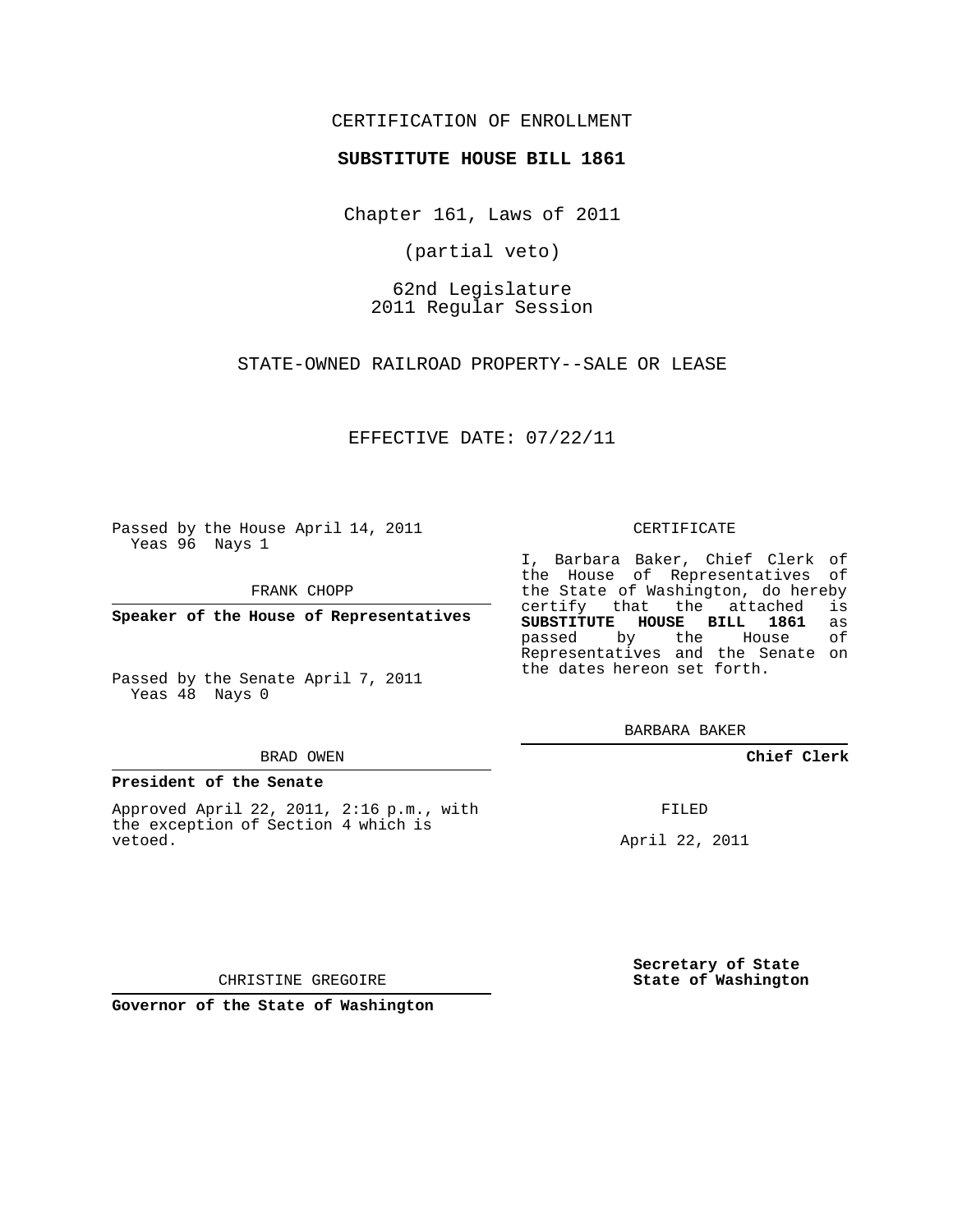CERTIFICATION OF ENROLLMENT

**SUBSTITUTE HOUSE BILL 1861**

Chapter 161, Laws of 2011

(partial veto)

62nd Legislature
2011 Regular Session

STATE-OWNED RAILROAD PROPERTY--SALE OR LEASE

EFFECTIVE DATE: 07/22/11

Passed by the House April 14, 2011
Yeas 96 Nays 1

FRANK CHOPP

**Speaker of the House of Representatives**

Passed by the Senate April 7, 2011
Yeas 48 Nays 0

BRAD OWEN

**President of the Senate**

Approved April 22, 2011, 2:16 p.m., with the exception of Section 4 which is vetoed.

CHRISTINE GREGOIRE

**Governor of the State of Washington**

CERTIFICATE

I, Barbara Baker, Chief Clerk of the House of Representatives of the State of Washington, do hereby certify that the attached is **SUBSTITUTE HOUSE BILL 1861** as passed by the House of Representatives and the Senate on the dates hereon set forth.

BARBARA BAKER

**Chief Clerk**

FILED

April 22, 2011

**Secretary of State**
**State of Washington**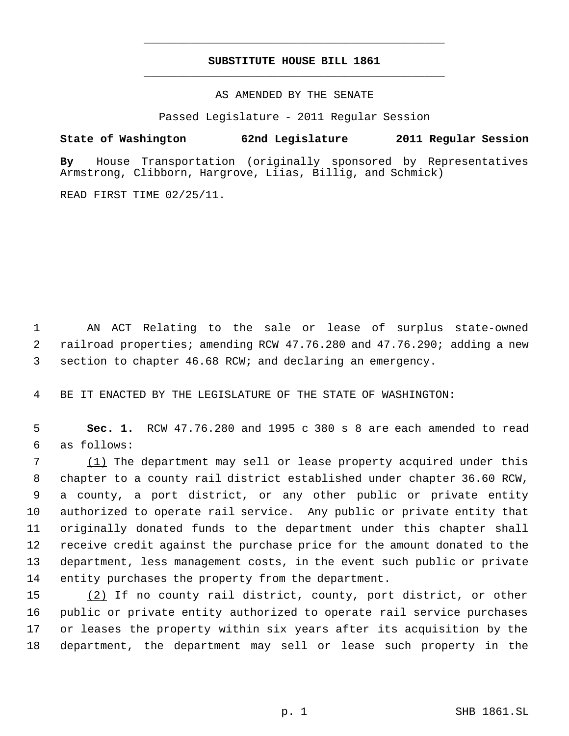# SUBSTITUTE HOUSE BILL 1861

AS AMENDED BY THE SENATE

Passed Legislature - 2011 Regular Session

**State of Washington 62nd Legislature 2011 Regular Session**

**By** House Transportation (originally sponsored by Representatives Armstrong, Clibborn, Hargrove, Liias, Billig, and Schmick)

READ FIRST TIME 02/25/11.

AN ACT Relating to the sale or lease of surplus state-owned railroad properties; amending RCW 47.76.280 and 47.76.290; adding a new section to chapter 46.68 RCW; and declaring an emergency.

BE IT ENACTED BY THE LEGISLATURE OF THE STATE OF WASHINGTON:

**Sec. 1.** RCW 47.76.280 and 1995 c 380 s 8 are each amended to read as follows:

(1) The department may sell or lease property acquired under this chapter to a county rail district established under chapter 36.60 RCW, a county, a port district, or any other public or private entity authorized to operate rail service. Any public or private entity that originally donated funds to the department under this chapter shall receive credit against the purchase price for the amount donated to the department, less management costs, in the event such public or private entity purchases the property from the department.

(2) If no county rail district, county, port district, or other public or private entity authorized to operate rail service purchases or leases the property within six years after its acquisition by the department, the department may sell or lease such property in the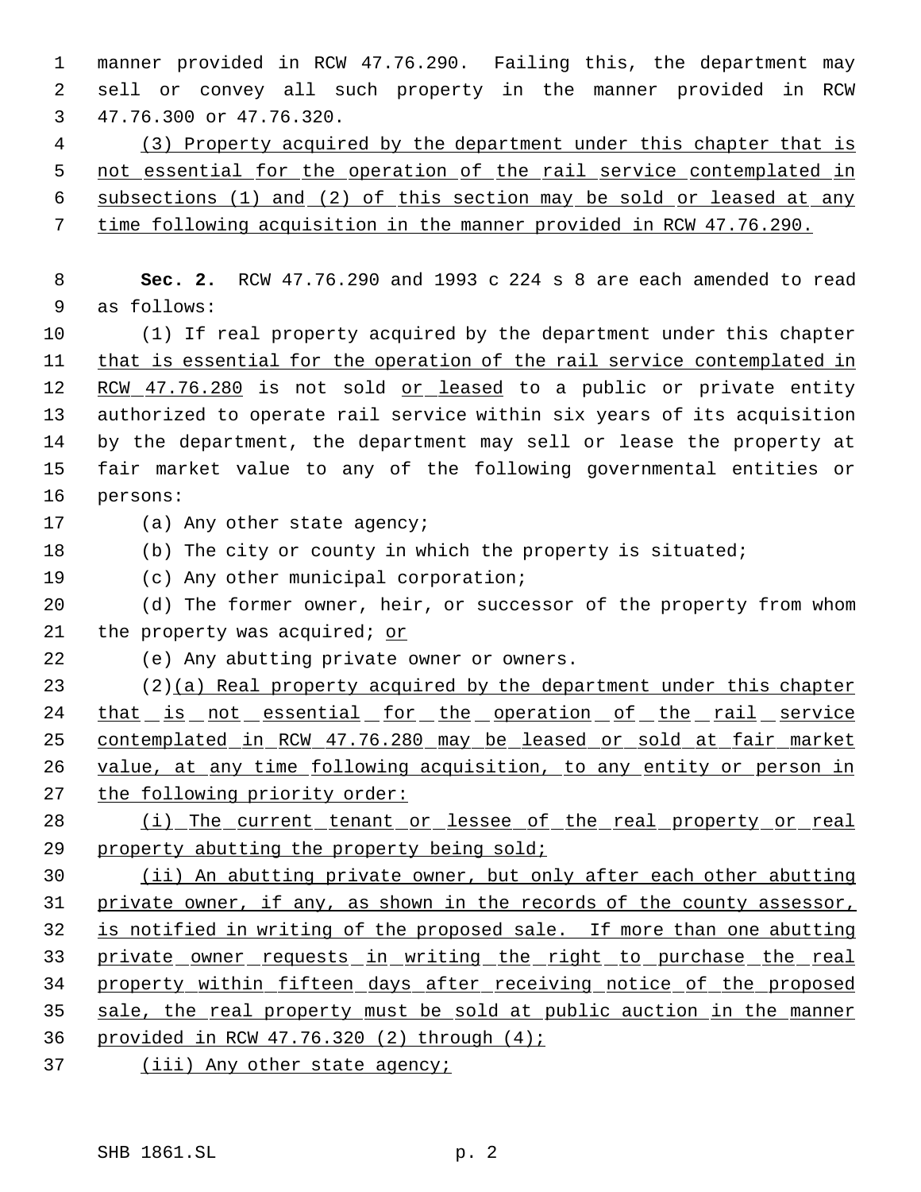manner provided in RCW 47.76.290. Failing this, the department may sell or convey all such property in the manner provided in RCW 47.76.300 or 47.76.320.

(3) Property acquired by the department under this chapter that is not essential for the operation of the rail service contemplated in subsections (1) and (2) of this section may be sold or leased at any time following acquisition in the manner provided in RCW 47.76.290.

**Sec. 2.** RCW 47.76.290 and 1993 c 224 s 8 are each amended to read as follows:

(1) If real property acquired by the department under this chapter that is essential for the operation of the rail service contemplated in RCW 47.76.280 is not sold or leased to a public or private entity authorized to operate rail service within six years of its acquisition by the department, the department may sell or lease the property at fair market value to any of the following governmental entities or persons:

(a) Any other state agency;

(b) The city or county in which the property is situated;

(c) Any other municipal corporation;

(d) The former owner, heir, or successor of the property from whom the property was acquired; or

(e) Any abutting private owner or owners.

(2)(a) Real property acquired by the department under this chapter that is not essential for the operation of the rail service contemplated in RCW 47.76.280 may be leased or sold at fair market value, at any time following acquisition, to any entity or person in the following priority order:

(i) The current tenant or lessee of the real property or real property abutting the property being sold;

(ii) An abutting private owner, but only after each other abutting private owner, if any, as shown in the records of the county assessor, is notified in writing of the proposed sale. If more than one abutting private owner requests in writing the right to purchase the real property within fifteen days after receiving notice of the proposed sale, the real property must be sold at public auction in the manner provided in RCW 47.76.320 (2) through (4);

(iii) Any other state agency;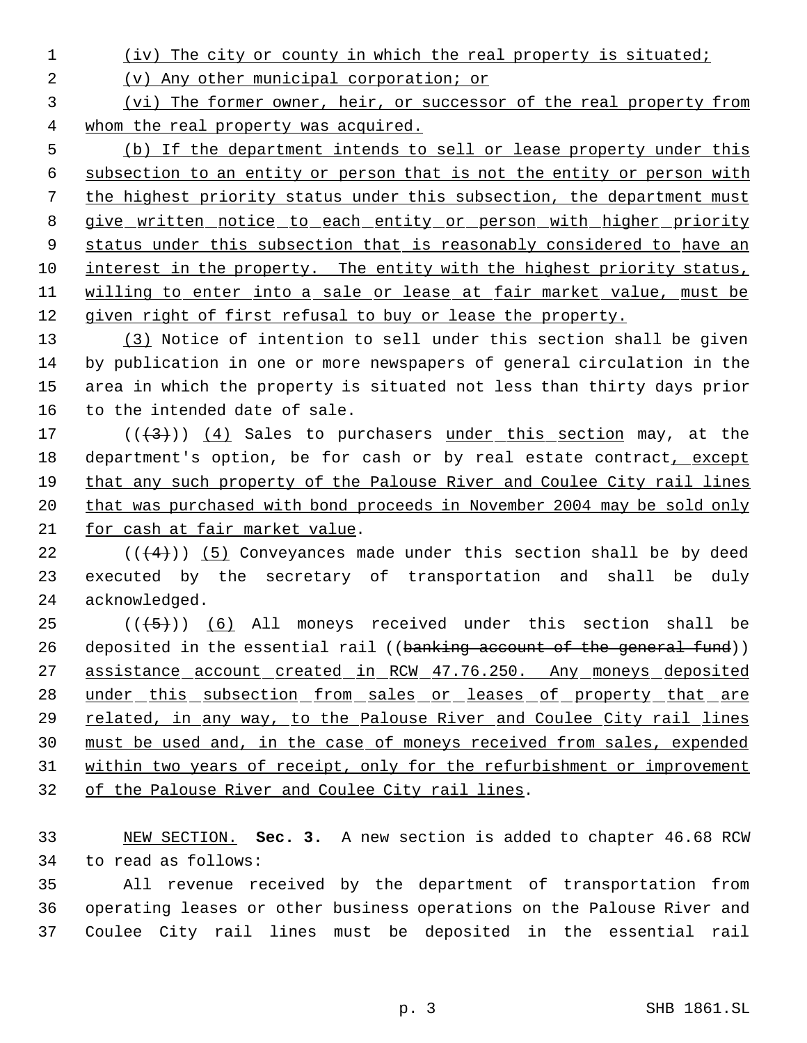(iv) The city or county in which the real property is situated;

(v) Any other municipal corporation; or

(vi) The former owner, heir, or successor of the real property from whom the real property was acquired.

(b) If the department intends to sell or lease property under this subsection to an entity or person that is not the entity or person with the highest priority status under this subsection, the department must give written notice to each entity or person with higher priority status under this subsection that is reasonably considered to have an interest in the property. The entity with the highest priority status, willing to enter into a sale or lease at fair market value, must be given right of first refusal to buy or lease the property.

(3) Notice of intention to sell under this section shall be given by publication in one or more newspapers of general circulation in the area in which the property is situated not less than thirty days prior to the intended date of sale.

(((3))) (4) Sales to purchasers under this section may, at the department's option, be for cash or by real estate contract, except that any such property of the Palouse River and Coulee City rail lines that was purchased with bond proceeds in November 2004 may be sold only for cash at fair market value.

(((4))) (5) Conveyances made under this section shall be by deed executed by the secretary of transportation and shall be duly acknowledged.

(((5))) (6) All moneys received under this section shall be deposited in the essential rail ((banking account of the general fund)) assistance account created in RCW 47.76.250. Any moneys deposited under this subsection from sales or leases of property that are related, in any way, to the Palouse River and Coulee City rail lines must be used and, in the case of moneys received from sales, expended within two years of receipt, only for the refurbishment or improvement of the Palouse River and Coulee City rail lines.

NEW SECTION. **Sec. 3.** A new section is added to chapter 46.68 RCW to read as follows:

All revenue received by the department of transportation from operating leases or other business operations on the Palouse River and Coulee City rail lines must be deposited in the essential rail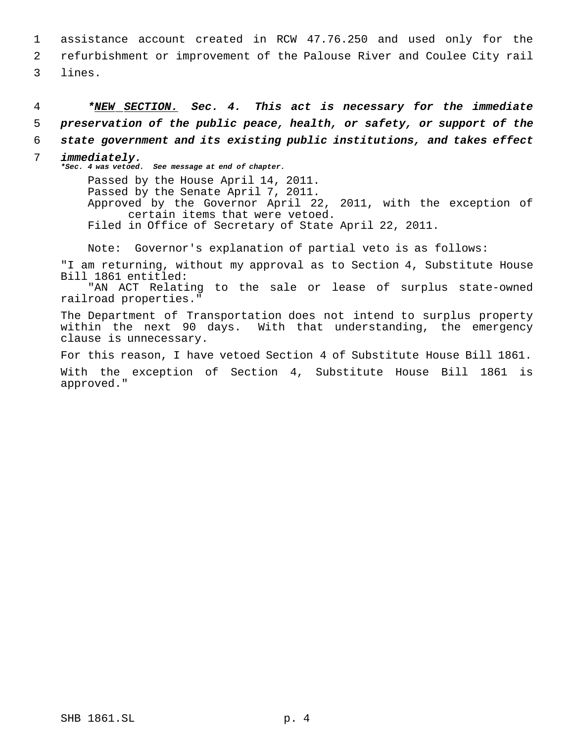assistance account created in RCW 47.76.250 and used only for the refurbishment or improvement of the Palouse River and Coulee City rail lines.

***NEW SECTION. Sec. 4. This act is necessary for the immediate preservation of the public peace, health, or safety, or support of the state government and its existing public institutions, and takes effect immediately.***

****Sec. 4 was vetoed. See message at end of chapter.***

Passed by the House April 14, 2011.
Passed by the Senate April 7, 2011.
Approved by the Governor April 22, 2011, with the exception of certain items that were vetoed.
Filed in Office of Secretary of State April 22, 2011.

Note: Governor's explanation of partial veto is as follows:

"I am returning, without my approval as to Section 4, Substitute House Bill 1861 entitled:

"AN ACT Relating to the sale or lease of surplus state-owned railroad properties."

The Department of Transportation does not intend to surplus property within the next 90 days. With that understanding, the emergency clause is unnecessary.

For this reason, I have vetoed Section 4 of Substitute House Bill 1861.

With the exception of Section 4, Substitute House Bill 1861 is approved."